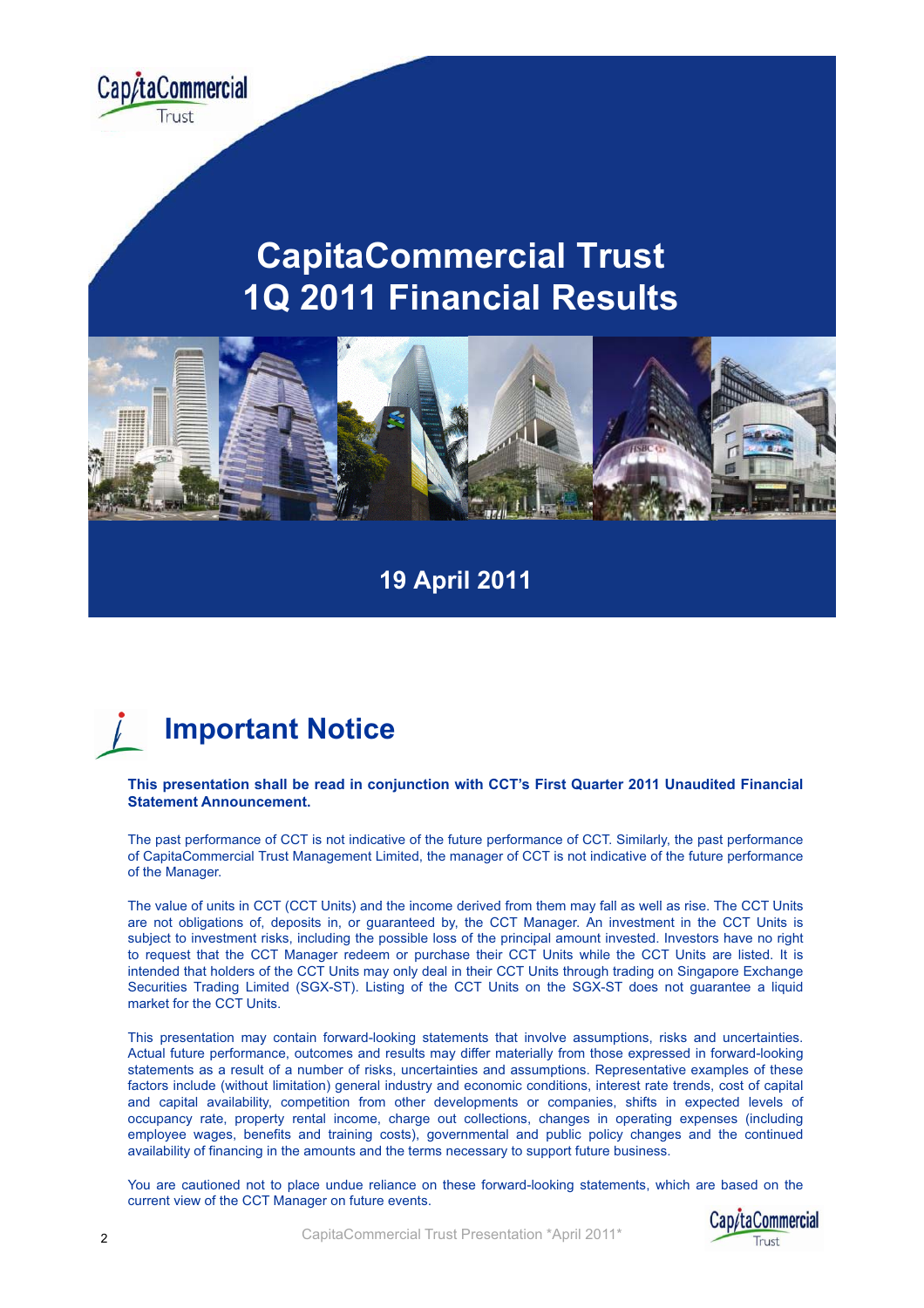# CapitaCommercial Trust 1Q 2011 Financial Results

**19 April 2011**

## Important Notice

**This presentation shall be read in conjunction with CCT's First Quarter 2011 Unaudited Financial Statement Announcement.**

The past performance of CCT is not indicative of the future performance of CCT. Similarly, the past performance of CapitaCommercial Trust Management Limited, the manager of CCT is not indicative of the future performance of the Manager.

The value of units in CCT (CCT Units) and the income derived from them may fall as well as rise. The CCT Units are not obligations of, deposits in, or guaranteed by, the CCT Manager. An investment in the CCT Units is subject to investment risks, including the possible loss of the principal amount invested. Investors have no right to request that the CCT Manager redeem or purchase their CCT Units while the CCT Units are listed. It is intended that holders of the CCT Units may only deal in their CCT Units through trading on Singapore Exchange Securities Trading Limited (SGX-ST). Listing of the CCT Units on the SGX-ST does not guarantee a liquid market for the CCT Units.

This presentation may contain forward-looking statements that involve assumptions, risks and uncertainties. Actual future performance, outcomes and results may differ materially from those expressed in forward-looking statements as a result of a number of risks, uncertainties and assumptions. Representative examples of these factors include (without limitation) general industry and economic conditions, interest rate trends, cost of capital and capital availability, competition from other developments or companies, shifts in expected levels of occupancy rate, property rental income, charge out collections, changes in operating expenses (including employee wages, benefits and training costs), governmental and public policy changes and the continued availability of financing in the amounts and the terms necessary to support future business.

You are cautioned not to place undue reliance on these forward-looking statements, which are based on the current view of the CCT Manager on future events.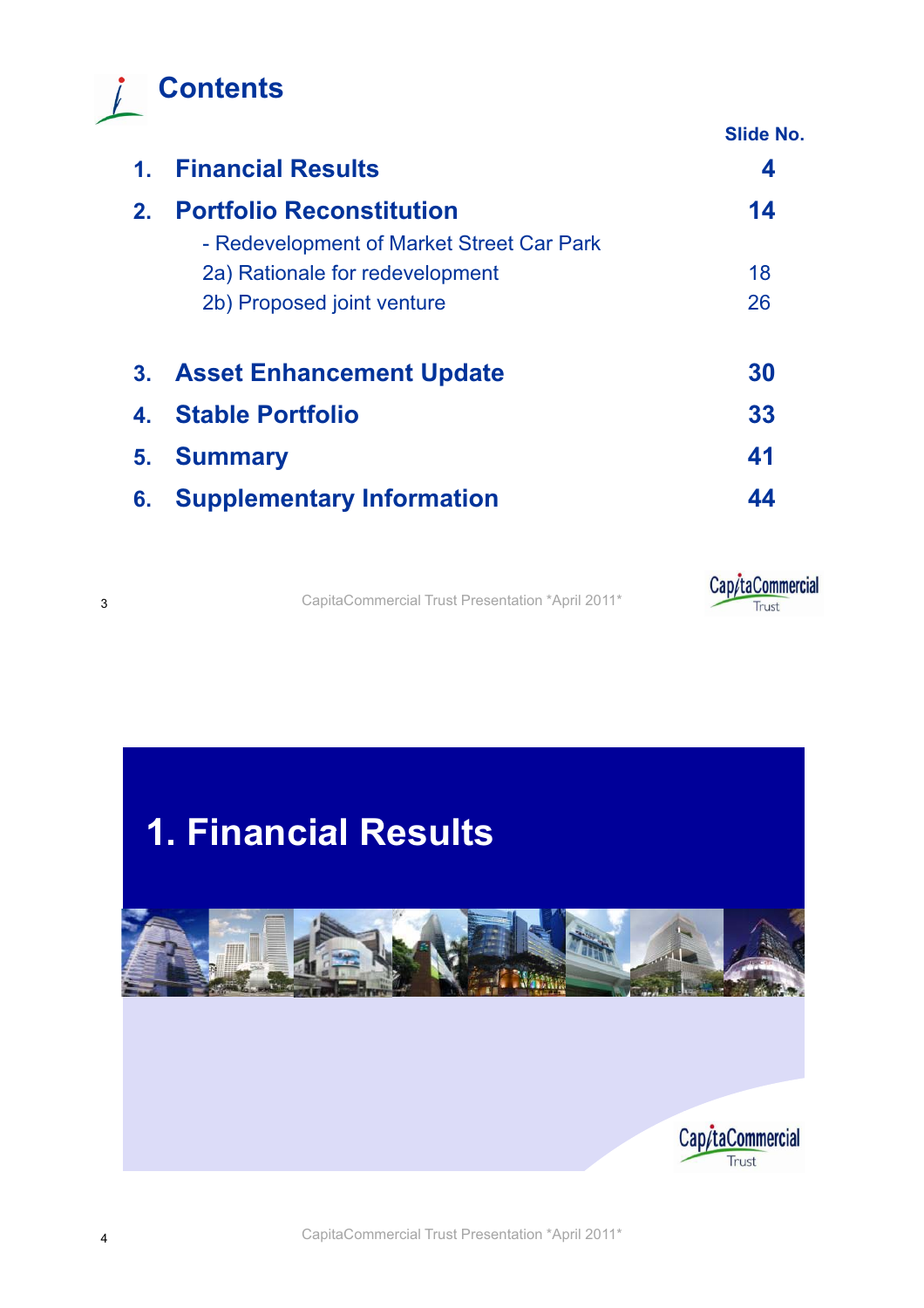# Contents

| | | Slide No. |
|---|---|---|
| 1. | **Financial Results** | **4** |
| 2. | **Portfolio Reconstitution** | **14** |
| | - Redevelopment of Market Street Car Park | |
| | 2a) Rationale for redevelopment | 18 |
| | 2b) Proposed joint venture | 26 |
| 3. | **Asset Enhancement Update** | **30** |
| 4. | **Stable Portfolio** | **33** |
| 5. | **Summary** | **41** |
| 6. | **Supplementary Information** | **44** |

# 1. Financial Results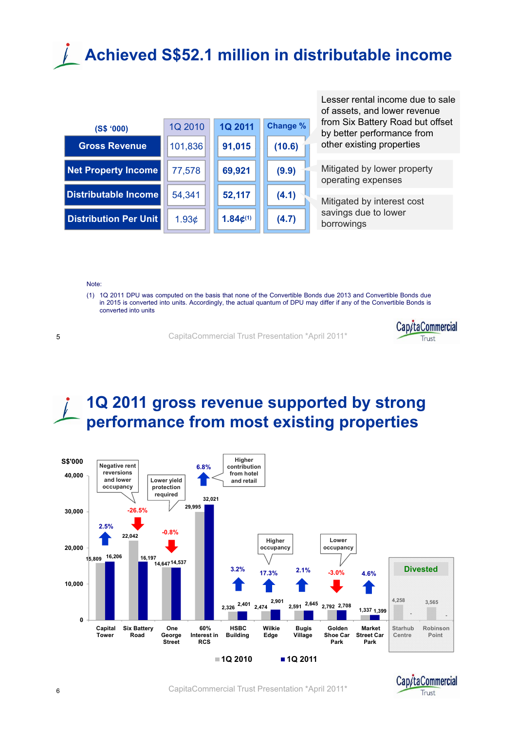# Achieved S$52.1 million in distributable income

| (S$ '000) | 1Q 2010 | 1Q 2011 | Change % | |
|---|---|---|---|---|
| Gross Revenue | 101,836 | **91,015** | **(10.6)** | Lesser rental income due to sale of assets, and lower revenue from Six Battery Road but offset by better performance from other existing properties |
| Net Property Income | 77,578 | **69,921** | **(9.9)** | Mitigated by lower property operating expenses |
| Distributable Income | 54,341 | **52,117** | **(4.1)** | Mitigated by interest cost savings due to lower borrowings |
| Distribution Per Unit | 1.93¢ | **1.84¢(1)** | **(4.7)** | |

Note:

(1) 1Q 2011 DPU was computed on the basis that none of the Convertible Bonds due 2013 and Convertible Bonds due in 2015 is converted into units. Accordingly, the actual quantum of DPU may differ if any of the Convertible Bonds is converted into units

# 1Q 2011 gross revenue supported by strong performance from most existing properties

S$'000

| Property | 1Q 2010 | 1Q 2011 | Change | Comment |
|---|---|---|---|---|
| Capital Tower | 15,809 | 16,206 | 2.5% | |
| Six Battery Road | 22,042 | 16,197 | -26.5% | Negative rent reversions and lower occupancy |
| One George Street | 14,647 | 14,537 | -0.8% | Lower yield protection required |
| 60% Interest in RCS | 29,995 | 32,021 | 6.8% | Higher contribution from hotel and retail |
| HSBC Building | 2,326 | 2,401 | 3.2% | |
| Wilkie Edge | 2,474 | 2,901 | 17.3% | Higher occupancy |
| Bugis Village | 2,591 | 2,645 | 2.1% | |
| Golden Shoe Car Park | 2,792 | 2,708 | -3.0% | Lower occupancy |
| Market Street Car Park | 1,337 | 1,399 | 4.6% | |
| Starhub Centre (Divested) | 4,258 | - | | |
| Robinson Point (Divested) | 3,565 | - | | |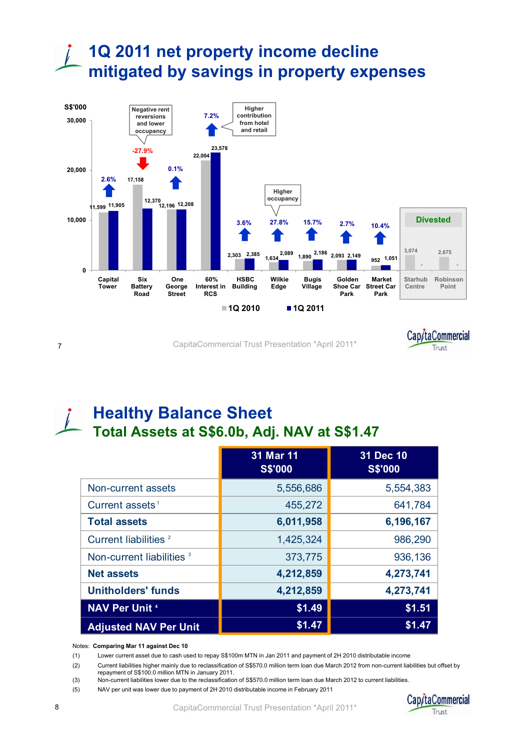# 1Q 2011 net property income decline mitigated by savings in property expenses

S$'000

| Property | 1Q 2010 | 1Q 2011 | Change |
|---|---|---|---|
| Capital Tower | 11,599 | 11,905 | 2.6% |
| Six Battery Road | 17,158 | 12,370 | -27.9% |
| One George Street | 12,196 | 12,208 | 0.1% |
| 60% Interest in RCS | 22,004 | 23,578 | 7.2% |
| HSBC Building | 2,303 | 2,385 | 3.6% |
| Wilkie Edge | 1,634 | 2,089 | 27.8% |
| Bugis Village | 1,890 | 2,186 | 15.7% |
| Golden Shoe Car Park | 2,093 | 2,149 | 2.7% |
| Market Street Car Park | 952 | 1,051 | 10.4% |
| Starhub Centre (Divested) | 3,074 | - | |
| Robinson Point (Divested) | 2,675 | - | |

Six Battery Road: Negative rent reversions and lower occupancy

60% Interest in RCS: Higher contribution from hotel and retail

Wilkie Edge: Higher occupancy

# Healthy Balance Sheet

## Total Assets at S$6.0b, Adj. NAV at S$1.47

| | 31 Mar 11 S$'000 | 31 Dec 10 S$'000 |
|---|---|---|
| Non-current assets | 5,556,686 | 5,554,383 |
| Current assets [1] | 455,272 | 641,784 |
| **Total assets** | **6,011,958** | **6,196,167** |
| Current liabilities [2] | 1,425,324 | 986,290 |
| Non-current liabilities [3] | 373,775 | 936,136 |
| **Net assets** | **4,212,859** | **4,273,741** |
| **Unitholders' funds** | **4,212,859** | **4,273,741** |
| **NAV Per Unit [4]** | **$1.49** | **$1.51** |
| **Adjusted NAV Per Unit** | **$1.47** | **$1.47** |

Notes: **Comparing Mar 11 against Dec 10**

(1) Lower current asset due to cash used to repay S$100m MTN in Jan 2011 and payment of 2H 2010 distributable income

(2) Current liabilities higher mainly due to reclassification of S$570.0 million term loan due March 2012 from non-current liabilities but offset by repayment of S$100.0 million MTN in January 2011.

(3) Non-current liabilities lower due to the reclassification of S$570.0 million term loan due March 2012 to current liabilities.

(5) NAV per unit was lower due to payment of 2H 2010 distributable income in February 2011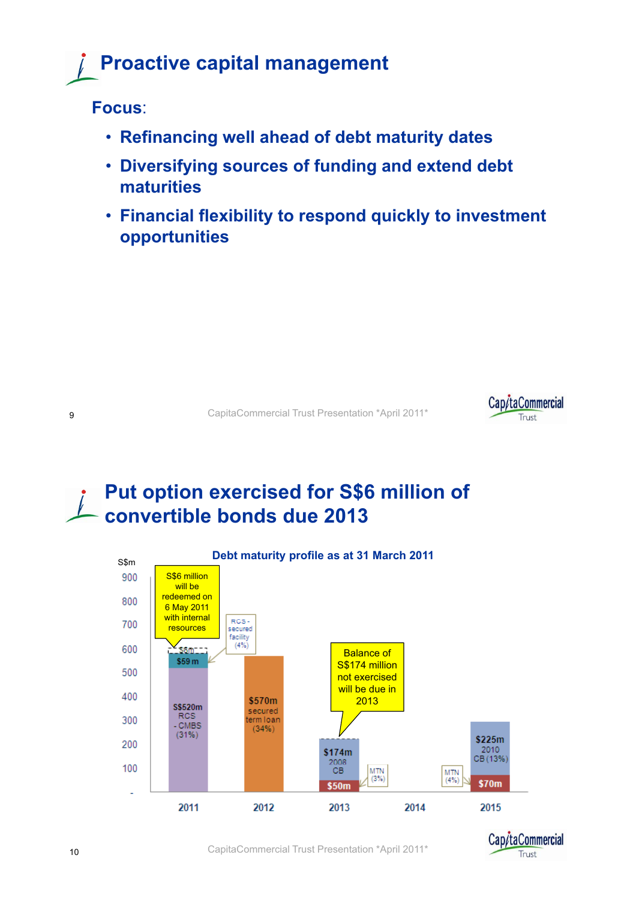# Proactive capital management

**Focus**:

- **Refinancing well ahead of debt maturity dates**
- **Diversifying sources of funding and extend debt maturities**
- **Financial flexibility to respond quickly to investment opportunities**

# Put option exercised for S$6 million of convertible bonds due 2013

**Debt maturity profile as at 31 March 2011**

S$m

| Year | Components |
|---|---|
| 2011 | S$520m RCS - CMBS (31%); $59 m RCS - secured facility (4%); $6m |
| 2012 | $570m secured term loan (34%) |
| 2013 | $174m 2008 CB; $50m MTN (3%) |
| 2014 | - |
| 2015 | $225m 2010 CB (13%); $70m MTN (4%) |

S$6 million will be redeemed on 6 May 2011 with internal resources

Balance of S$174 million not exercised will be due in 2013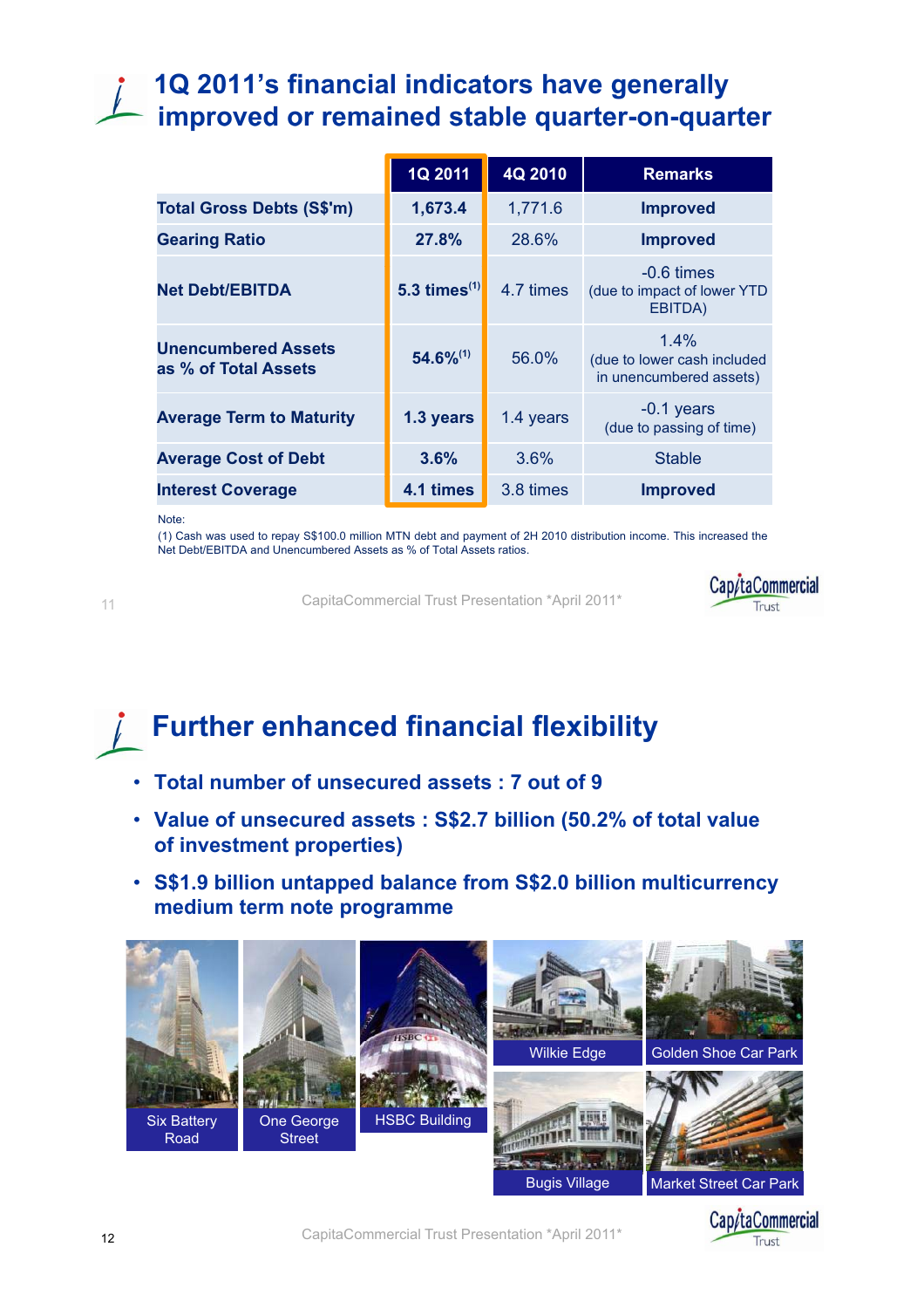# 1Q 2011's financial indicators have generally improved or remained stable quarter-on-quarter

| | 1Q 2011 | 4Q 2010 | Remarks |
|---|---|---|---|
| Total Gross Debts (S$'m) | 1,673.4 | 1,771.6 | Improved |
| Gearing Ratio | 27.8% | 28.6% | Improved |
| Net Debt/EBITDA | 5.3 times[1] | 4.7 times | -0.6 times (due to impact of lower YTD EBITDA) |
| Unencumbered Assets as % of Total Assets | 54.6%[1] | 56.0% | 1.4% (due to lower cash included in unencumbered assets) |
| Average Term to Maturity | 1.3 years | 1.4 years | -0.1 years (due to passing of time) |
| Average Cost of Debt | 3.6% | 3.6% | Stable |
| Interest Coverage | 4.1 times | 3.8 times | Improved |

Note:
(1) Cash was used to repay S$100.0 million MTN debt and payment of 2H 2010 distribution income. This increased the Net Debt/EBITDA and Unencumbered Assets as % of Total Assets ratios.

# Further enhanced financial flexibility

- **Total number of unsecured assets : 7 out of 9**
- **Value of unsecured assets : S$2.7 billion (50.2% of total value of investment properties)**
- **S$1.9 billion untapped balance from S$2.0 billion multicurrency medium term note programme**

Six Battery Road | One George Street | HSBC Building | Wilkie Edge | Golden Shoe Car Park | Bugis Village | Market Street Car Park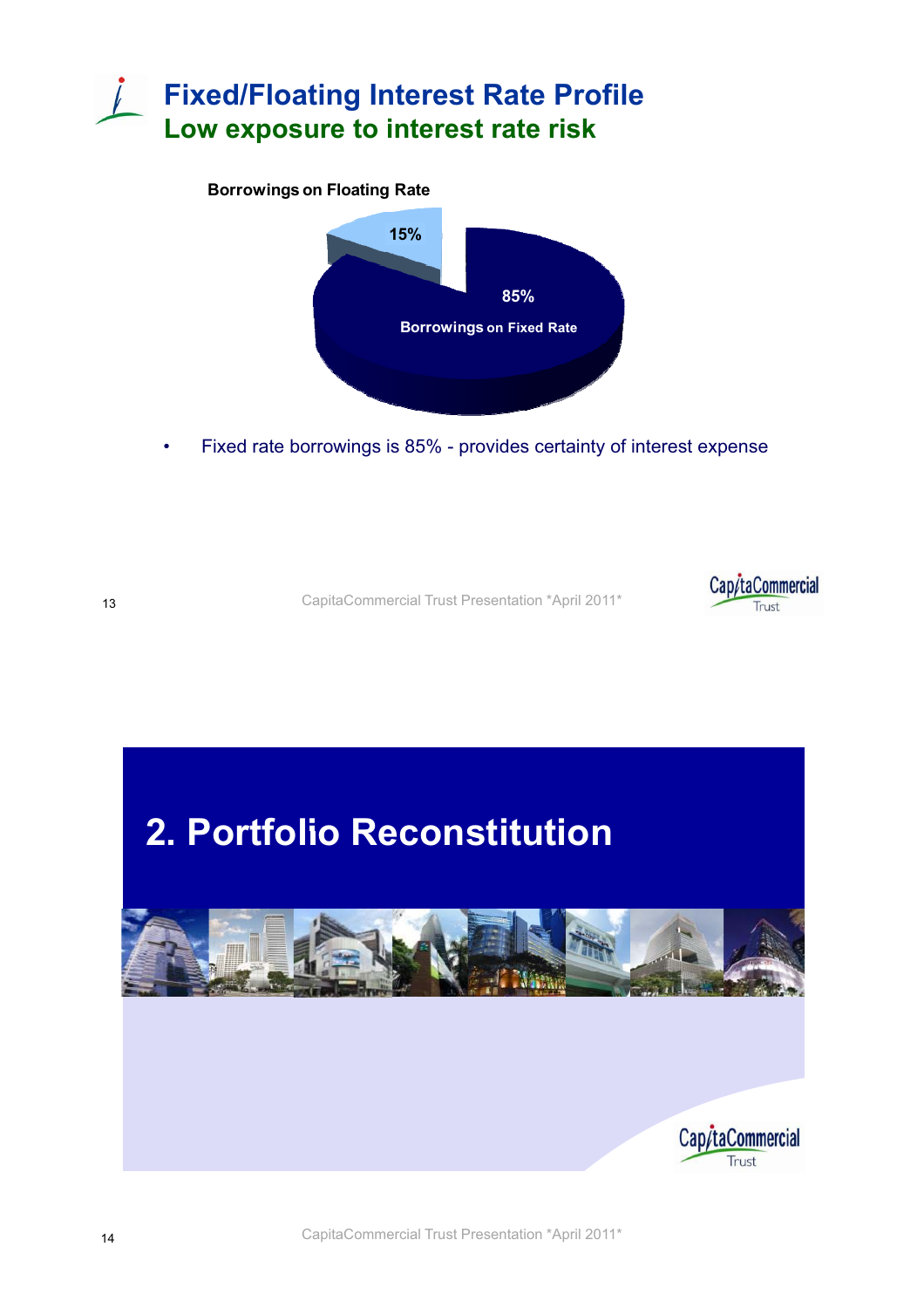# Fixed/Floating Interest Rate Profile

## Low exposure to interest rate risk

**Borrowings on Floating Rate**

15%

85%

**Borrowings on Fixed Rate**

- Fixed rate borrowings is 85% - provides certainty of interest expense

# 2. Portfolio Reconstitution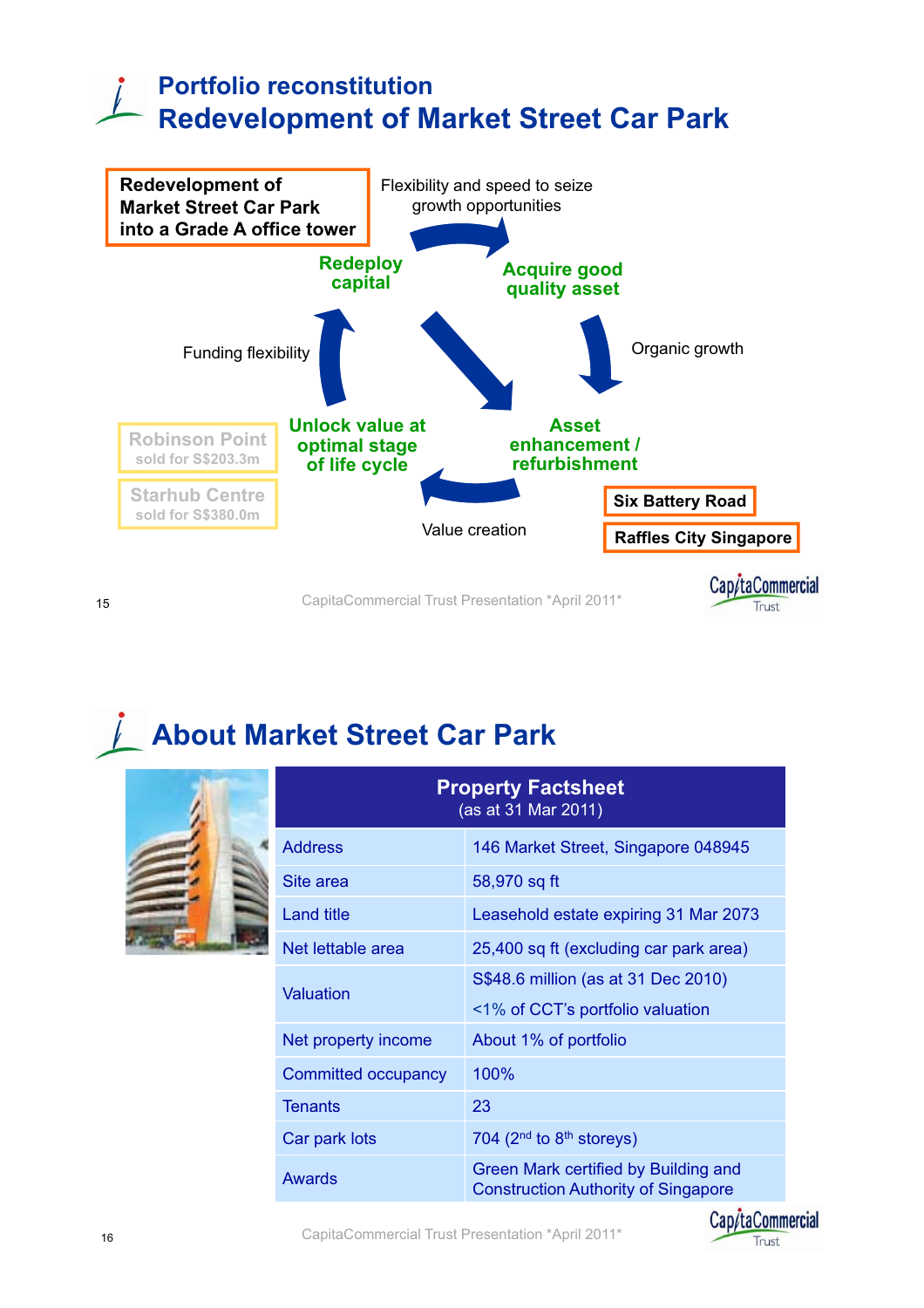# Portfolio reconstitution
## Redevelopment of Market Street Car Park

**Redevelopment of Market Street Car Park into a Grade A office tower**

Flexibility and speed to seize growth opportunities

**Redeploy capital**

**Acquire good quality asset**

Funding flexibility

Organic growth

**Robinson Point** sold for S$203.3m

**Starhub Centre** sold for S$380.0m

**Unlock value at optimal stage of life cycle**

**Asset enhancement / refurbishment**

Value creation

**Six Battery Road**

**Raffles City Singapore**

CapitaCommercial Trust Presentation *April 2011*

# About Market Street Car Park

| Property Factsheet (as at 31 Mar 2011) | |
|---|---|
| Address | 146 Market Street, Singapore 048945 |
| Site area | 58,970 sq ft |
| Land title | Leasehold estate expiring 31 Mar 2073 |
| Net lettable area | 25,400 sq ft (excluding car park area) |
| Valuation | S$48.6 million (as at 31 Dec 2010)<br><1% of CCT's portfolio valuation |
| Net property income | About 1% of portfolio |
| Committed occupancy | 100% |
| Tenants | 23 |
| Car park lots | 704 (2nd to 8th storeys) |
| Awards | Green Mark certified by Building and Construction Authority of Singapore |

CapitaCommercial Trust Presentation *April 2011*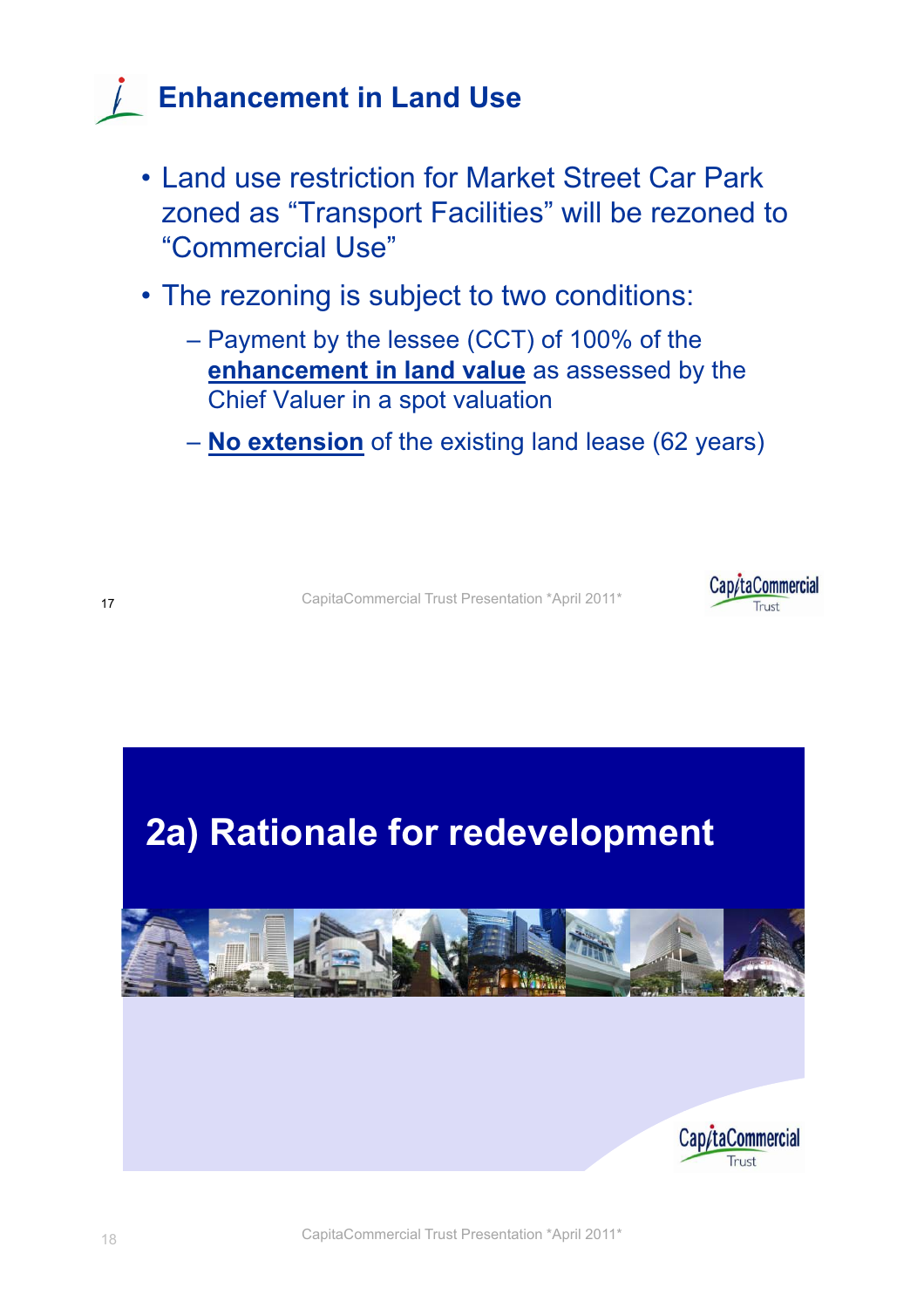## Enhancement in Land Use

- Land use restriction for Market Street Car Park zoned as “Transport Facilities” will be rezoned to “Commercial Use”
- The rezoning is subject to two conditions:
  - Payment by the lessee (CCT) of 100% of the **enhancement in land value** as assessed by the Chief Valuer in a spot valuation
  - **No extension** of the existing land lease (62 years)

## 2a) Rationale for redevelopment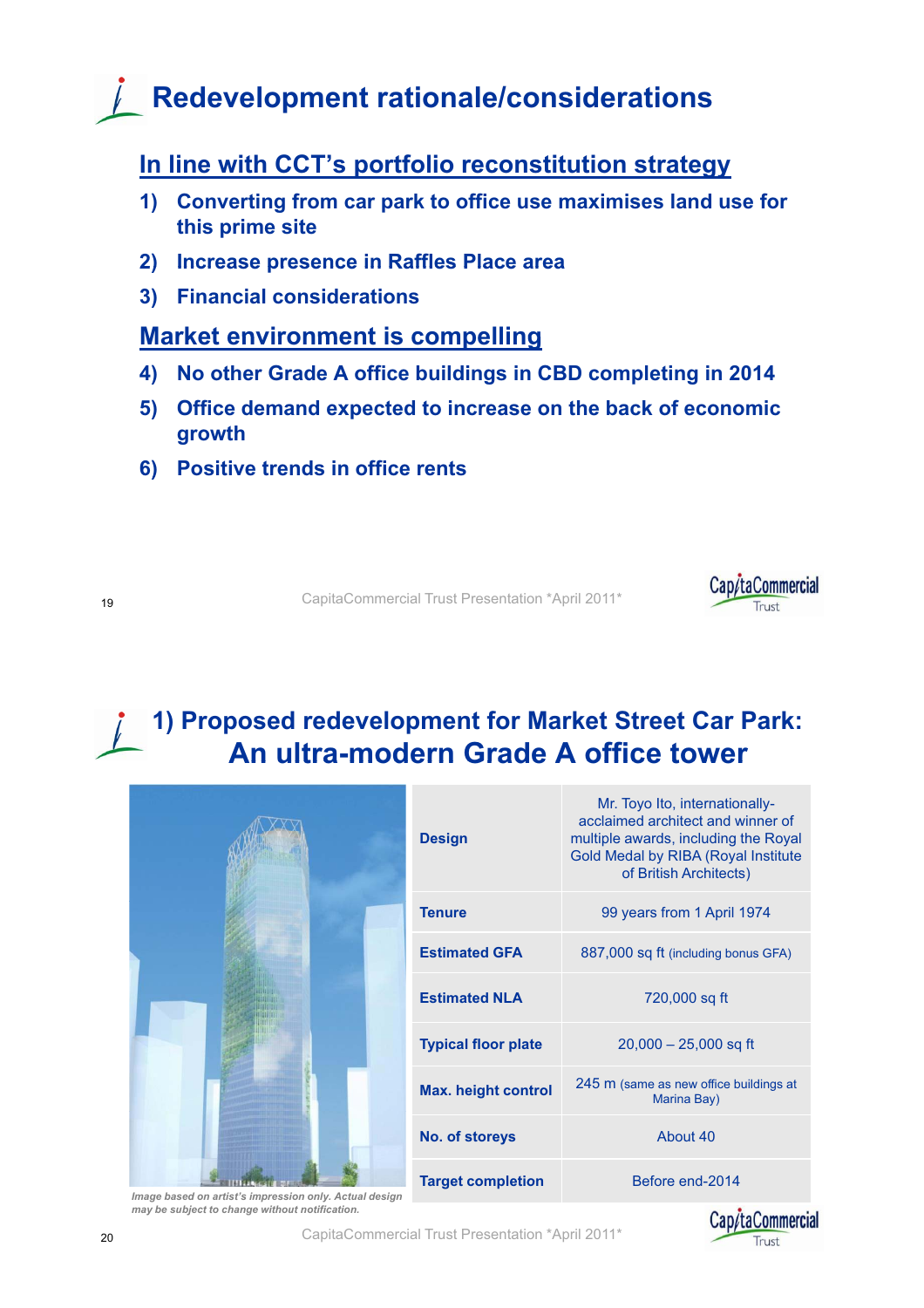# Redevelopment rationale/considerations

## In line with CCT's portfolio reconstitution strategy

1) **Converting from car park to office use maximises land use for this prime site**
2) **Increase presence in Raffles Place area**
3) **Financial considerations**

## Market environment is compelling

4) **No other Grade A office buildings in CBD completing in 2014**
5) **Office demand expected to increase on the back of economic growth**
6) **Positive trends in office rents**

# 1) Proposed redevelopment for Market Street Car Park: An ultra-modern Grade A office tower

*Image based on artist's impression only. Actual design may be subject to change without notification.*

| | |
|---|---|
| **Design** | Mr. Toyo Ito, internationally-acclaimed architect and winner of multiple awards, including the Royal Gold Medal by RIBA (Royal Institute of British Architects) |
| **Tenure** | 99 years from 1 April 1974 |
| **Estimated GFA** | 887,000 sq ft (including bonus GFA) |
| **Estimated NLA** | 720,000 sq ft |
| **Typical floor plate** | 20,000 – 25,000 sq ft |
| **Max. height control** | 245 m (same as new office buildings at Marina Bay) |
| **No. of storeys** | About 40 |
| **Target completion** | Before end-2014 |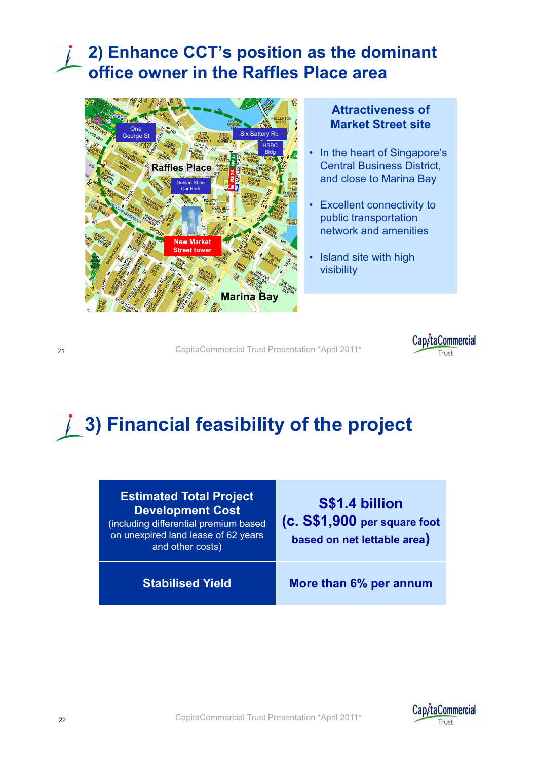## 2) Enhance CCT's position as the dominant office owner in the Raffles Place area

### Attractiveness of Market Street site

- In the heart of Singapore's Central Business District, and close to Marina Bay
- Excellent connectivity to public transportation network and amenities
- Island site with high visibility

## 3) Financial feasibility of the project

| | |
|---|---|
| **Estimated Total Project Development Cost** (including differential premium based on unexpired land lease of 62 years and other costs) | **S$1.4 billion (c. S$1,900 per square foot based on net lettable area)** |
| **Stabilised Yield** | **More than 6% per annum** |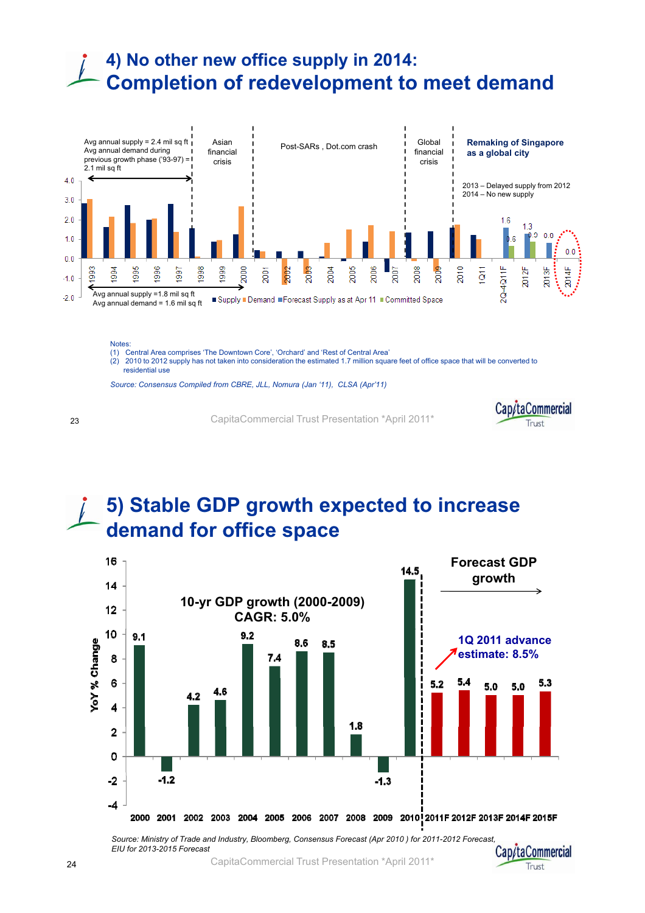# 4) No other new office supply in 2014: Completion of redevelopment to meet demand

Avg annual supply = 2.4 mil sq ft
Avg annual demand during previous growth phase ('93-97) = 2.1 mil sq ft

Asian financial crisis

Post-SARs , Dot.com crash

Global financial crisis

**Remaking of Singapore as a global city**

2013 – Delayed supply from 2012
2014 – No new supply

Avg annual supply =1.8 mil sq ft
Avg annual demand = 1.6 mil sq ft

■ Supply ■ Demand ■ Forecast Supply as at Apr 11 ■ Committed Space

Notes:
(1) Central Area comprises 'The Downtown Core', 'Orchard' and 'Rest of Central Area'
(2) 2010 to 2012 supply has not taken into consideration the estimated 1.7 million square feet of office space that will be converted to residential use

*Source: Consensus Compiled from CBRE, JLL, Nomura (Jan '11), CLSA (Apr'11)*

# 5) Stable GDP growth expected to increase demand for office space

**10-yr GDP growth (2000-2009) CAGR: 5.0%**

**Forecast GDP growth**

**1Q 2011 advance estimate: 8.5%**

| Year | YoY % Change |
|---|---|
| 2000 | 9.1 |
| 2001 | -1.2 |
| 2002 | 4.2 |
| 2003 | 4.6 |
| 2004 | 9.2 |
| 2005 | 7.4 |
| 2006 | 8.6 |
| 2007 | 8.5 |
| 2008 | 1.8 |
| 2009 | -1.3 |
| 2010 | 14.5 |
| 2011F | 5.2 |
| 2012F | 5.4 |
| 2013F | 5.0 |
| 2014F | 5.0 |
| 2015F | 5.3 |

*Source: Ministry of Trade and Industry, Bloomberg, Consensus Forecast (Apr 2010 ) for 2011-2012 Forecast, EIU for 2013-2015 Forecast*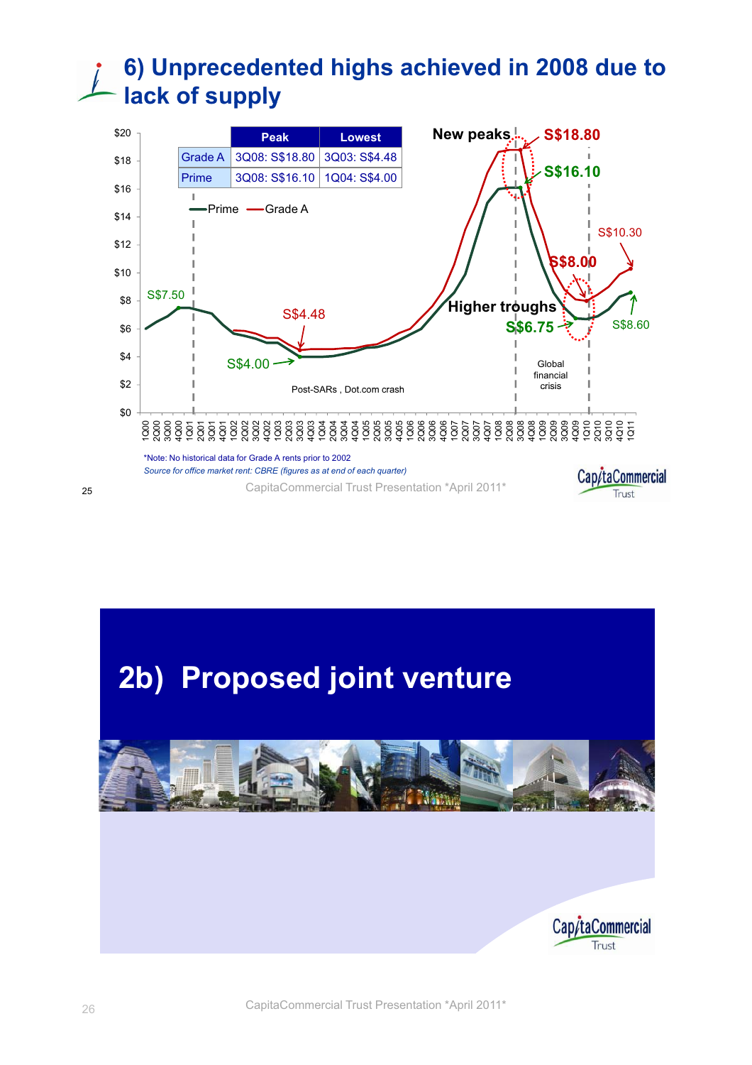# 6) Unprecedented highs achieved in 2008 due to lack of supply

| | Peak | Lowest |
|---|---|---|
| Grade A | 3Q08: S$18.80 | 3Q03: S$4.48 |
| Prime | 3Q08: S$16.10 | 1Q04: S$4.00 |

—Prime —Grade A

New peaks: S$18.80, S$16.10

Higher troughs: S$8.00, S$6.75

S$7.50, S$4.48, S$4.00, S$10.30, S$8.60

Post-SARs , Dot.com crash

Global financial crisis

*Note: No historical data for Grade A rents prior to 2002

*Source for office market rent: CBRE (figures as at end of each quarter)*

# 2b) Proposed joint venture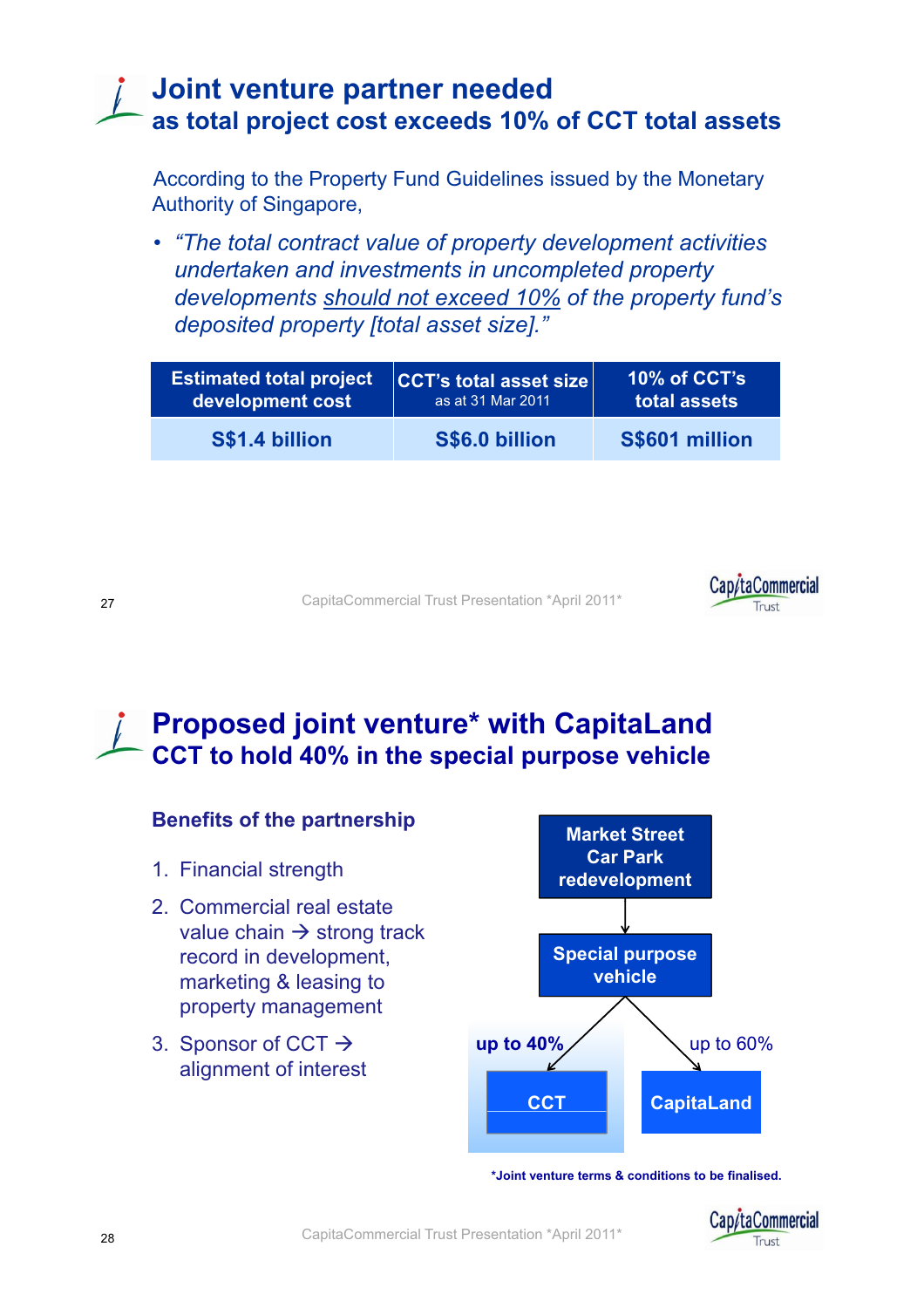# Joint venture partner needed

## as total project cost exceeds 10% of CCT total assets

According to the Property Fund Guidelines issued by the Monetary Authority of Singapore,

- *"The total contract value of property development activities undertaken and investments in uncompleted property developments should not exceed 10% of the property fund's deposited property [total asset size]."*

| Estimated total project development cost | CCT's total asset size as at 31 Mar 2011 | 10% of CCT's total assets |
|---|---|---|
| S$1.4 billion | S$6.0 billion | S$601 million |

# Proposed joint venture* with CapitaLand

## CCT to hold 40% in the special purpose vehicle

### Benefits of the partnership

1. Financial strength
2. Commercial real estate value chain → strong track record in development, marketing & leasing to property management
3. Sponsor of CCT → alignment of interest

Market Street Car Park redevelopment → Special purpose vehicle → up to 40% CCT; up to 60% CapitaLand

*Joint venture terms & conditions to be finalised.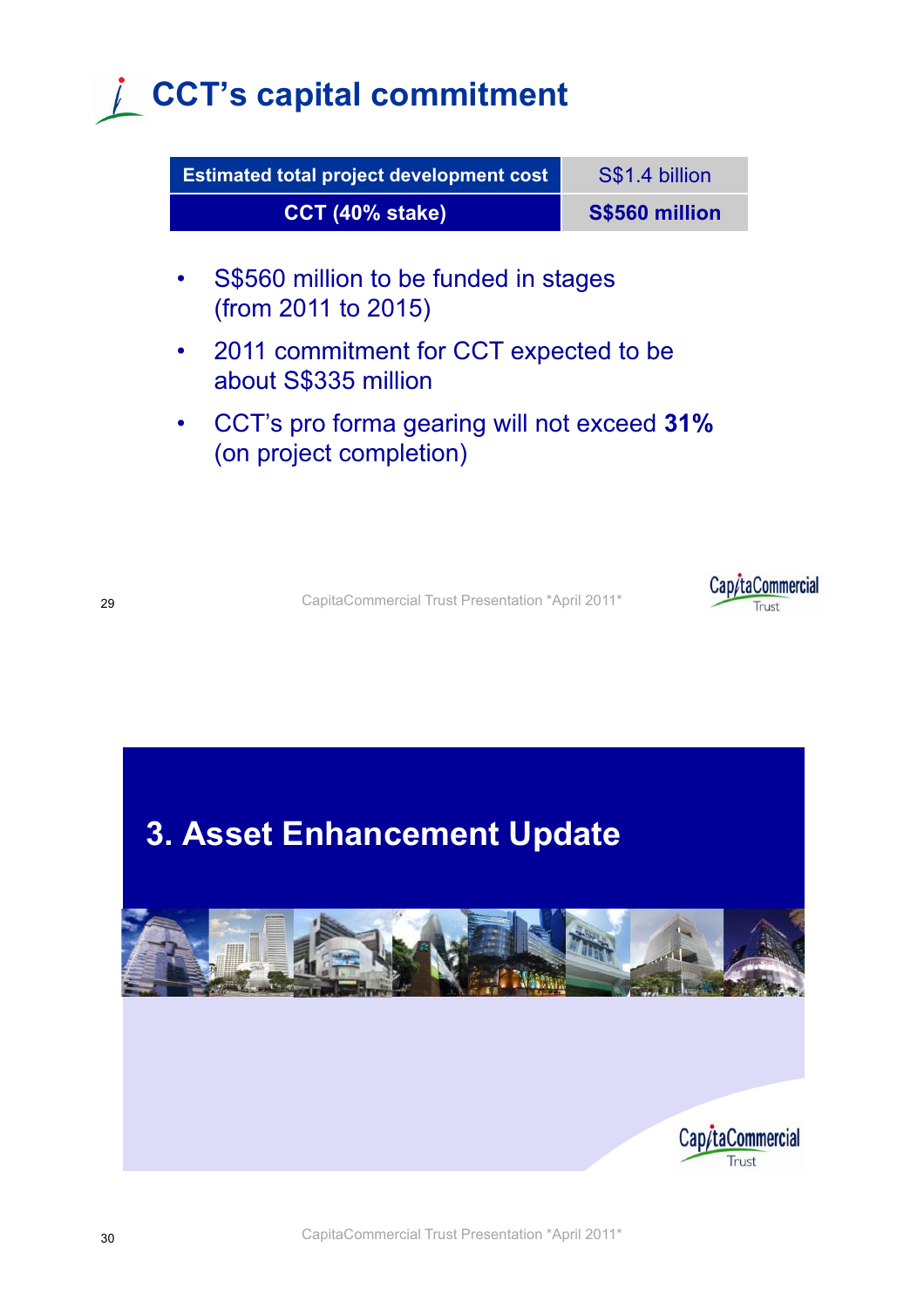# CCT's capital commitment

| Estimated total project development cost | S$1.4 billion |
|---|---|
| CCT (40% stake) | **S$560 million** |

- S$560 million to be funded in stages (from 2011 to 2015)
- 2011 commitment for CCT expected to be about S$335 million
- CCT's pro forma gearing will not exceed **31%** (on project completion)

# 3. Asset Enhancement Update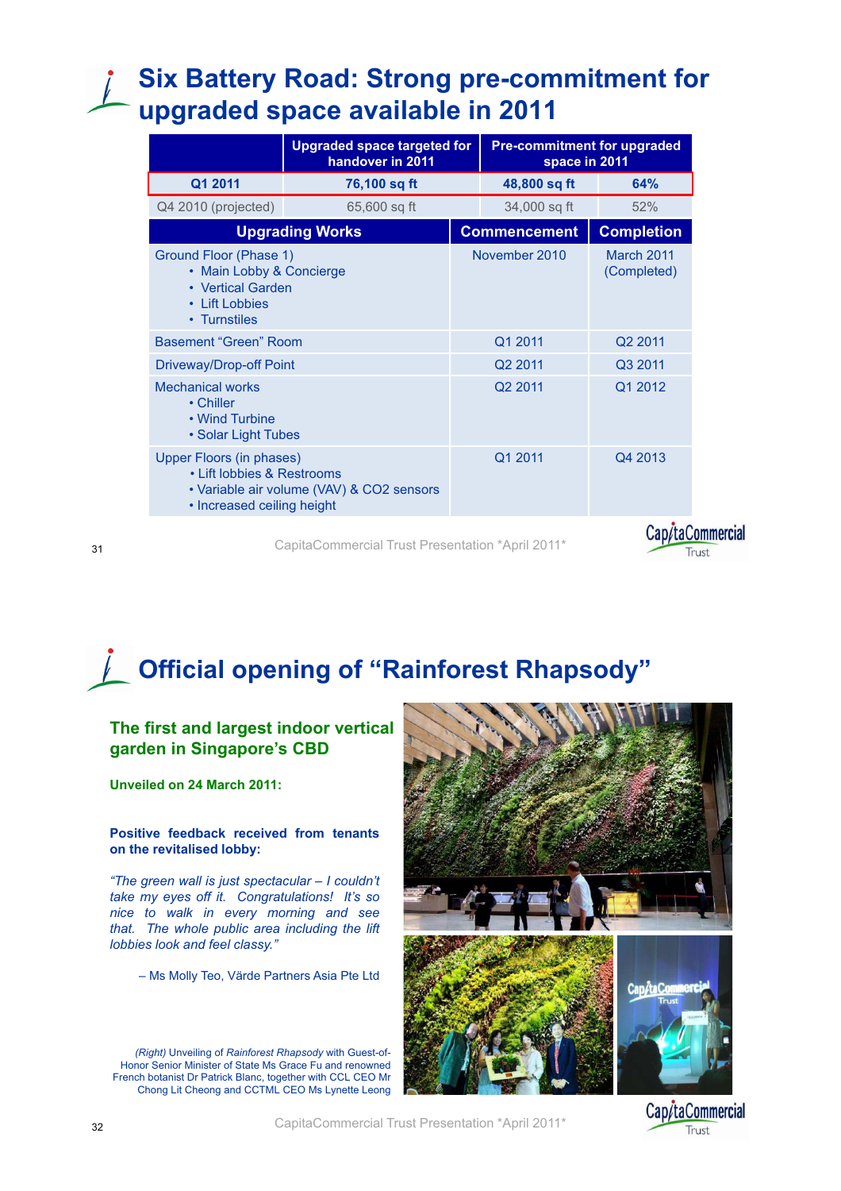# Six Battery Road: Strong pre-commitment for upgraded space available in 2011

| | Upgraded space targeted for handover in 2011 | Pre-commitment for upgraded space in 2011 | |
|---|---|---|---|
| **Q1 2011** | **76,100 sq ft** | **48,800 sq ft** | **64%** |
| Q4 2010 (projected) | 65,600 sq ft | 34,000 sq ft | 52% |

| Upgrading Works | Commencement | Completion |
|---|---|---|
| Ground Floor (Phase 1)<br>• Main Lobby & Concierge<br>• Vertical Garden<br>• Lift Lobbies<br>• Turnstiles | November 2010 | March 2011 (Completed) |
| Basement "Green" Room | Q1 2011 | Q2 2011 |
| Driveway/Drop-off Point | Q2 2011 | Q3 2011 |
| Mechanical works<br>• Chiller<br>• Wind Turbine<br>• Solar Light Tubes | Q2 2011 | Q1 2012 |
| Upper Floors (in phases)<br>• Lift lobbies & Restrooms<br>• Variable air volume (VAV) & CO2 sensors<br>• Increased ceiling height | Q1 2011 | Q4 2013 |

# Official opening of "Rainforest Rhapsody"

**The first and largest indoor vertical garden in Singapore's CBD**

**Unveiled on 24 March 2011:**

**Positive feedback received from tenants on the revitalised lobby:**

*"The green wall is just spectacular – I couldn't take my eyes off it. Congratulations! It's so nice to walk in every morning and see that. The whole public area including the lift lobbies look and feel classy."*

– Ms Molly Teo, Värde Partners Asia Pte Ltd

*(Right)* Unveiling of *Rainforest Rhapsody* with Guest-of-Honor Senior Minister of State Ms Grace Fu and renowned French botanist Dr Patrick Blanc, together with CCL CEO Mr Chong Lit Cheong and CCTML CEO Ms Lynette Leong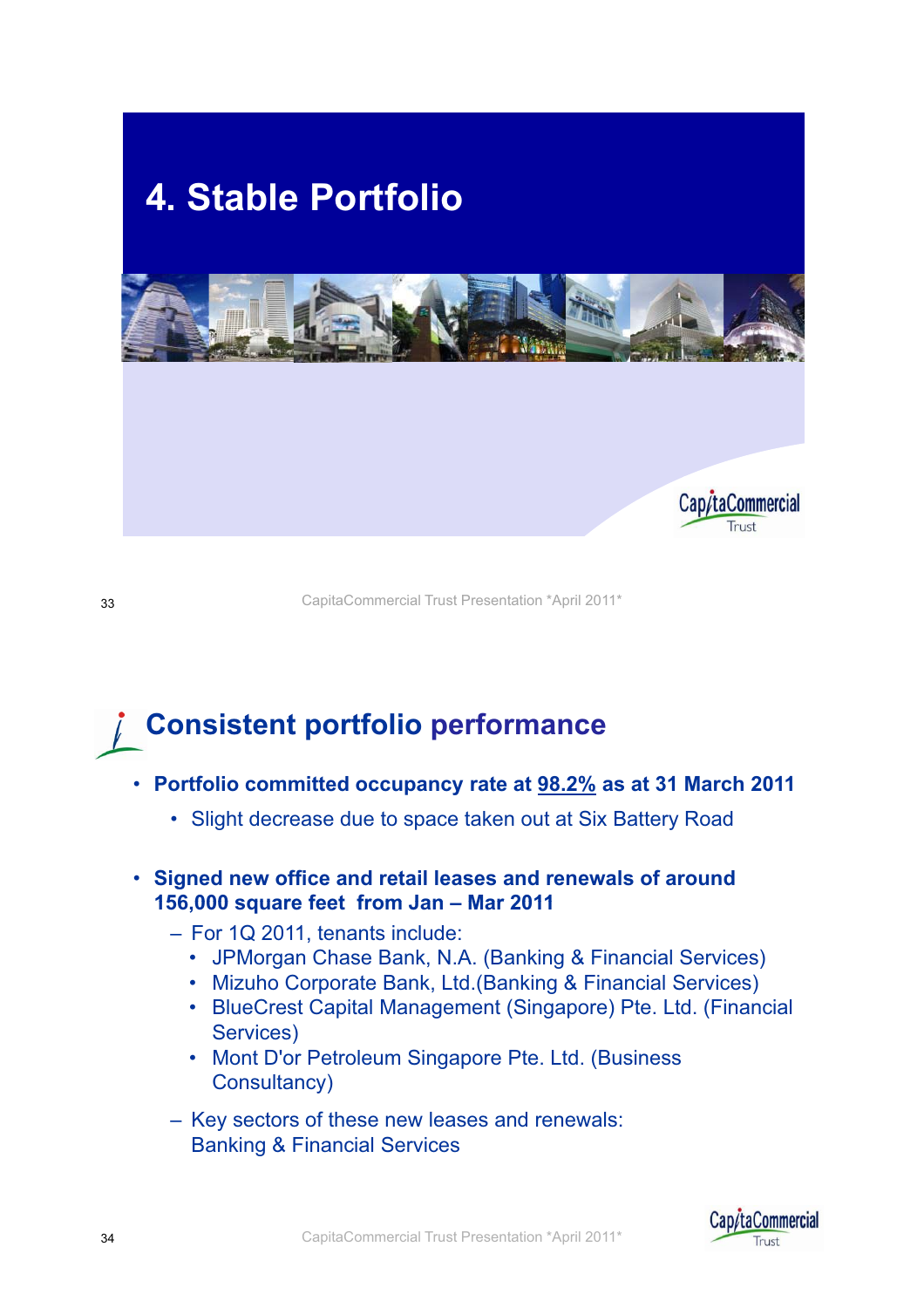# 4. Stable Portfolio

## Consistent portfolio performance

- **Portfolio committed occupancy rate at 98.2% as at 31 March 2011**
  - Slight decrease due to space taken out at Six Battery Road
- **Signed new office and retail leases and renewals of around 156,000 square feet from Jan – Mar 2011**
  - For 1Q 2011, tenants include:
    - JPMorgan Chase Bank, N.A. (Banking & Financial Services)
    - Mizuho Corporate Bank, Ltd.(Banking & Financial Services)
    - BlueCrest Capital Management (Singapore) Pte. Ltd. (Financial Services)
    - Mont D'or Petroleum Singapore Pte. Ltd. (Business Consultancy)
  - Key sectors of these new leases and renewals: Banking & Financial Services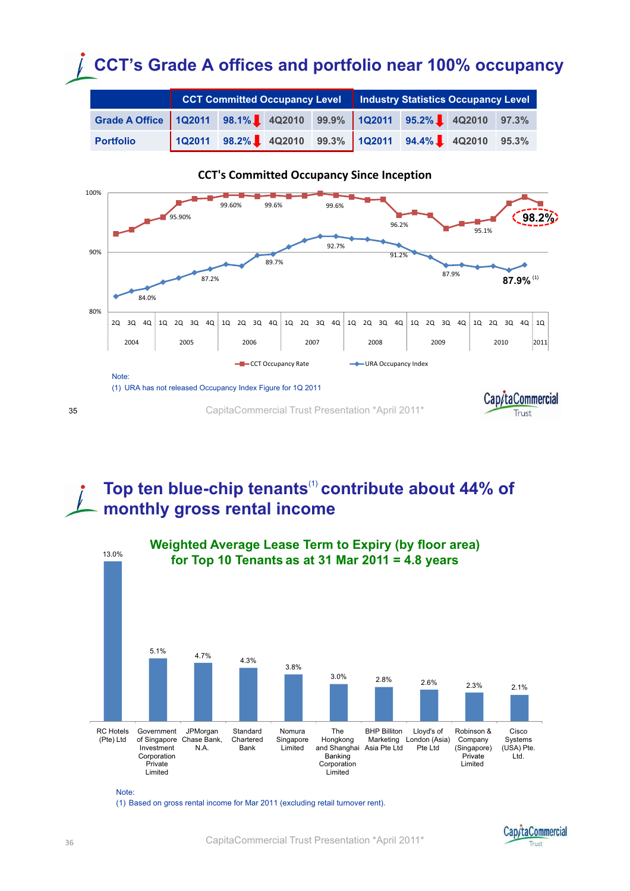# CCT's Grade A offices and portfolio near 100% occupancy

| | CCT Committed Occupancy Level | | | | Industry Statistics Occupancy Level | | | |
|---|---|---|---|---|---|---|---|---|
| Grade A Office | 1Q2011 | 98.1% ↓ | 4Q2010 | 99.9% | 1Q2011 | 95.2% ↓ | 4Q2010 | 97.3% |
| Portfolio | 1Q2011 | 98.2% ↓ | 4Q2010 | 99.3% | 1Q2011 | 94.4% ↓ | 4Q2010 | 95.3% |

**CCT's Committed Occupancy Since Inception**

Chart data labels:

- CCT Occupancy Rate: 95.90%, 99.60%, 99.6%, 99.6%, 96.2%, 95.1%, 98.2%
- URA Occupancy Index: 84.0%, 87.2%, 89.7%, 92.7%, 91.2%, 87.9%, 87.9% (1)

Period axis: 2004 (2Q–4Q), 2005 (1Q–4Q), 2006 (1Q–4Q), 2007 (1Q–4Q), 2008 (1Q–4Q), 2009 (1Q–4Q), 2010 (1Q–4Q), 2011 (1Q)

Legend: CCT Occupancy Rate; URA Occupancy Index

Note:
(1) URA has not released Occupancy Index Figure for 1Q 2011

# Top ten blue-chip tenants[1] contribute about 44% of monthly gross rental income

**Weighted Average Lease Term to Expiry (by floor area) for Top 10 Tenants as at 31 Mar 2011 = 4.8 years**

| Tenant | % of monthly gross rental income |
|---|---|
| RC Hotels (Pte) Ltd | 13.0% |
| Government of Singapore Investment Corporation Private Limited | 5.1% |
| JPMorgan Chase Bank, N.A. | 4.7% |
| Standard Chartered Bank | 4.3% |
| Nomura Singapore Limited | 3.8% |
| The Hongkong and Shanghai Banking Corporation Limited | 3.0% |
| BHP Billiton Marketing Asia Pte Ltd | 2.8% |
| Lloyd's of London (Asia) Pte Ltd | 2.6% |
| Robinson & Company (Singapore) Private Limited | 2.3% |
| Cisco Systems (USA) Pte. Ltd. | 2.1% |

Note:
(1) Based on gross rental income for Mar 2011 (excluding retail turnover rent).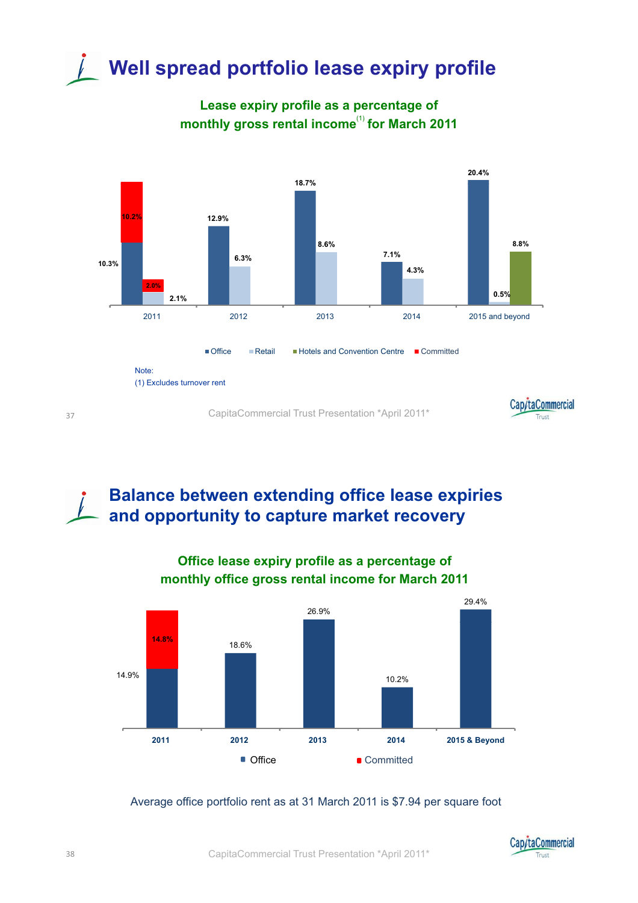# Well spread portfolio lease expiry profile

**Lease expiry profile as a percentage of monthly gross rental income[1] for March 2011**

| | Office | Retail | Hotels and Convention Centre | Committed |
|---|---|---|---|---|
| 2011 | 10.3% | 2.1% | | 10.2% (Office), 2.0% (Retail) |
| 2012 | 12.9% | 6.3% | | |
| 2013 | 18.7% | 8.6% | | |
| 2014 | 7.1% | 4.3% | | |
| 2015 and beyond | 20.4% | 0.5% | 8.8% | |

Note:
(1) Excludes turnover rent

# Balance between extending office lease expiries and opportunity to capture market recovery

**Office lease expiry profile as a percentage of monthly office gross rental income for March 2011**

| | Office | Committed |
|---|---|---|
| 2011 | 14.9% | 14.8% |
| 2012 | 18.6% | |
| 2013 | 26.9% | |
| 2014 | 10.2% | |
| 2015 & Beyond | 29.4% | |

Average office portfolio rent as at 31 March 2011 is $7.94 per square foot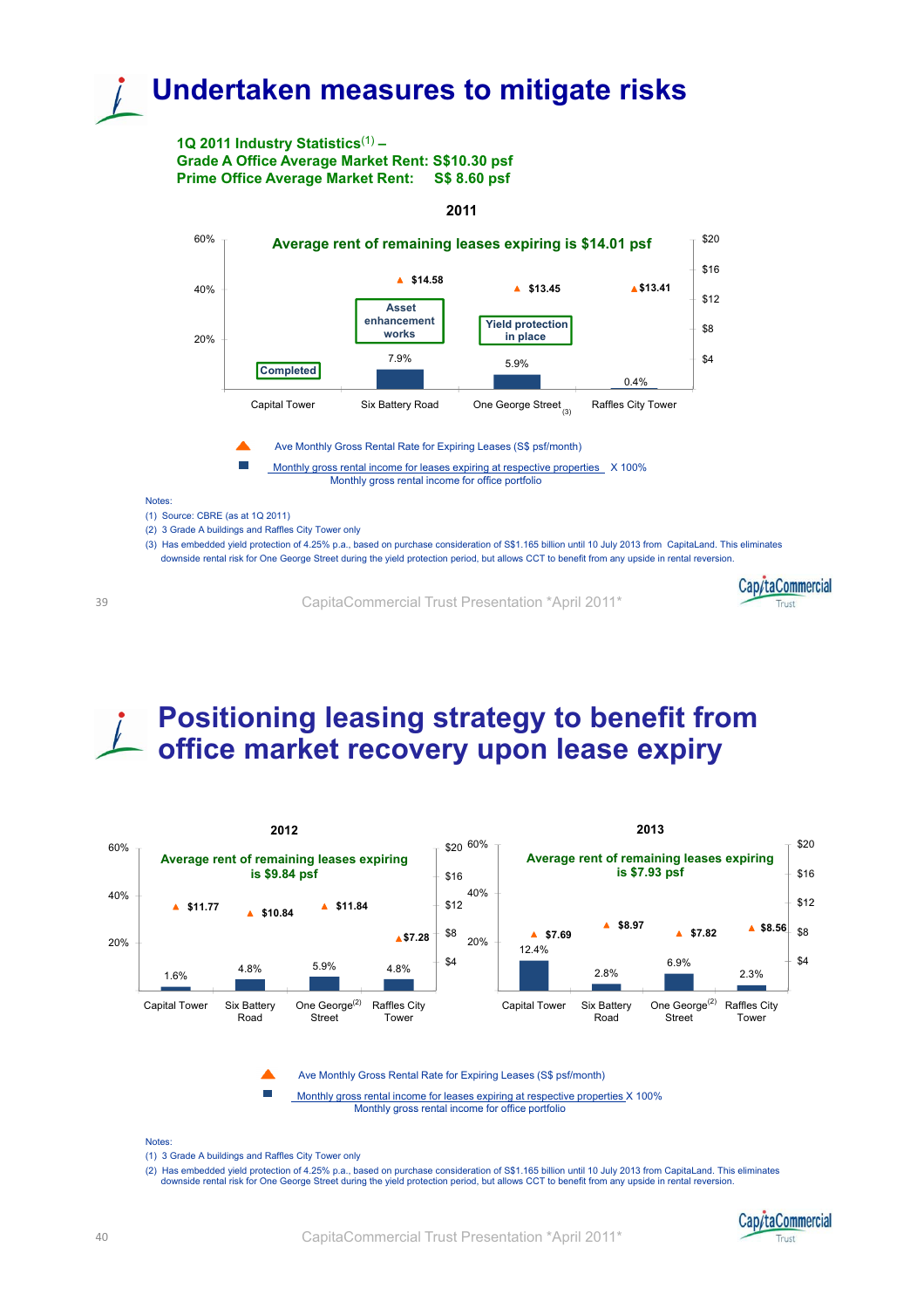# Undertaken measures to mitigate risks

**1Q 2011 Industry Statistics[1] –**
**Grade A Office Average Market Rent: S$10.30 psf**
**Prime Office Average Market Rent: S$ 8.60 psf**

**2011**

**Average rent of remaining leases expiring is $14.01 psf**

| | Capital Tower | Six Battery Road | One George Street[3] | Raffles City Tower |
|---|---|---|---|---|
| Status | Completed | Asset enhancement works | Yield protection in place | |
| Ave Monthly Gross Rental Rate for Expiring Leases (S$ psf/month) | | $14.58 | $13.45 | $13.41 |
| % of monthly gross rental income | | 7.9% | 5.9% | 0.4% |

▲ Ave Monthly Gross Rental Rate for Expiring Leases (S$ psf/month)

■ Monthly gross rental income for leases expiring at respective properties / Monthly gross rental income for office portfolio X 100%

Notes:
(1) Source: CBRE (as at 1Q 2011)
(2) 3 Grade A buildings and Raffles City Tower only
(3) Has embedded yield protection of 4.25% p.a., based on purchase consideration of S$1.165 billion until 10 July 2013 from CapitaLand. This eliminates downside rental risk for One George Street during the yield protection period, but allows CCT to benefit from any upside in rental reversion.

# Positioning leasing strategy to benefit from office market recovery upon lease expiry

**2012**

**Average rent of remaining leases expiring is $9.84 psf**

| | Capital Tower | Six Battery Road | One George[2] Street | Raffles City Tower |
|---|---|---|---|---|
| Ave Monthly Gross Rental Rate for Expiring Leases (S$ psf/month) | $11.77 | $10.84 | $11.84 | $7.28 |
| % of monthly gross rental income | 1.6% | 4.8% | 5.9% | 4.8% |

**2013**

**Average rent of remaining leases expiring is $7.93 psf**

| | Capital Tower | Six Battery Road | One George[2] Street | Raffles City Tower |
|---|---|---|---|---|
| Ave Monthly Gross Rental Rate for Expiring Leases (S$ psf/month) | $7.69 | $8.97 | $7.82 | $8.56 |
| % of monthly gross rental income | 12.4% | 2.8% | 6.9% | 2.3% |

▲ Ave Monthly Gross Rental Rate for Expiring Leases (S$ psf/month)

■ Monthly gross rental income for leases expiring at respective properties / Monthly gross rental income for office portfolio X 100%

Notes:
(1) 3 Grade A buildings and Raffles City Tower only
(2) Has embedded yield protection of 4.25% p.a., based on purchase consideration of S$1.165 billion until 10 July 2013 from CapitaLand. This eliminates downside rental risk for One George Street during the yield protection period, but allows CCT to benefit from any upside in rental reversion.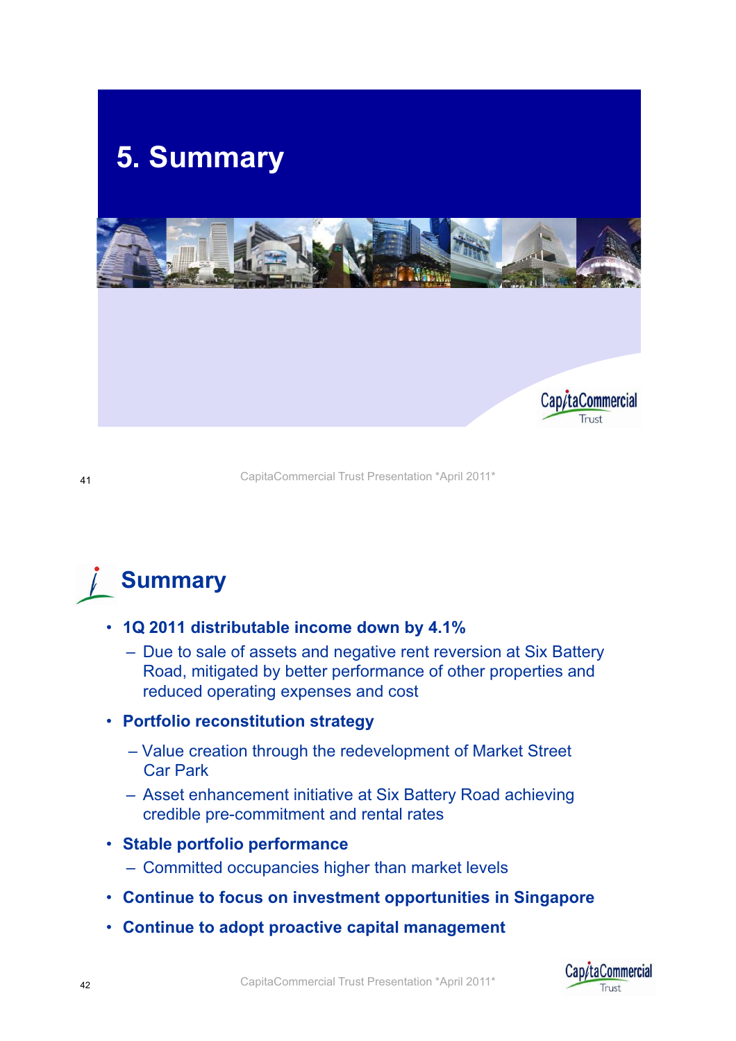# 5. Summary

## Summary

- **1Q 2011 distributable income down by 4.1%**
  - Due to sale of assets and negative rent reversion at Six Battery Road, mitigated by better performance of other properties and reduced operating expenses and cost
- **Portfolio reconstitution strategy**
  - Value creation through the redevelopment of Market Street Car Park
  - Asset enhancement initiative at Six Battery Road achieving credible pre-commitment and rental rates
- **Stable portfolio performance**
  - Committed occupancies higher than market levels
- **Continue to focus on investment opportunities in Singapore**
- **Continue to adopt proactive capital management**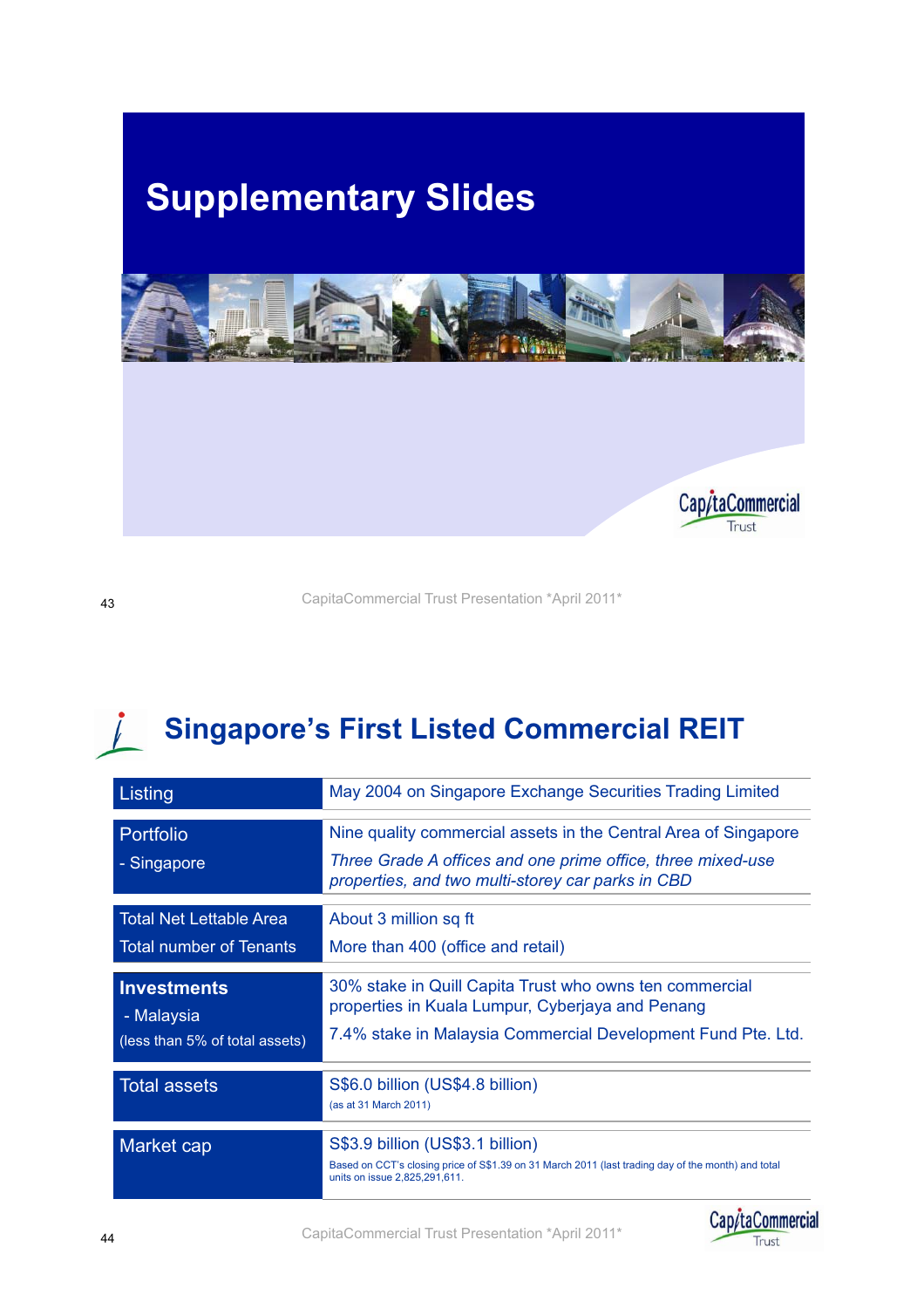# Supplementary Slides

## Singapore's First Listed Commercial REIT

| | |
|---|---|
| Listing | May 2004 on Singapore Exchange Securities Trading Limited |
| Portfolio<br>- Singapore | Nine quality commercial assets in the Central Area of Singapore<br>*Three Grade A offices and one prime office, three mixed-use properties, and two multi-storey car parks in CBD* |
| Total Net Lettable Area<br>Total number of Tenants | About 3 million sq ft<br>More than 400 (office and retail) |
| **Investments**<br>- Malaysia<br>(less than 5% of total assets) | 30% stake in Quill Capita Trust who owns ten commercial properties in Kuala Lumpur, Cyberjaya and Penang<br>7.4% stake in Malaysia Commercial Development Fund Pte. Ltd. |
| Total assets | S$6.0 billion (US$4.8 billion)<br>(as at 31 March 2011) |
| Market cap | S$3.9 billion (US$3.1 billion)<br>Based on CCT's closing price of S$1.39 on 31 March 2011 (last trading day of the month) and total units on issue 2,825,291,611. |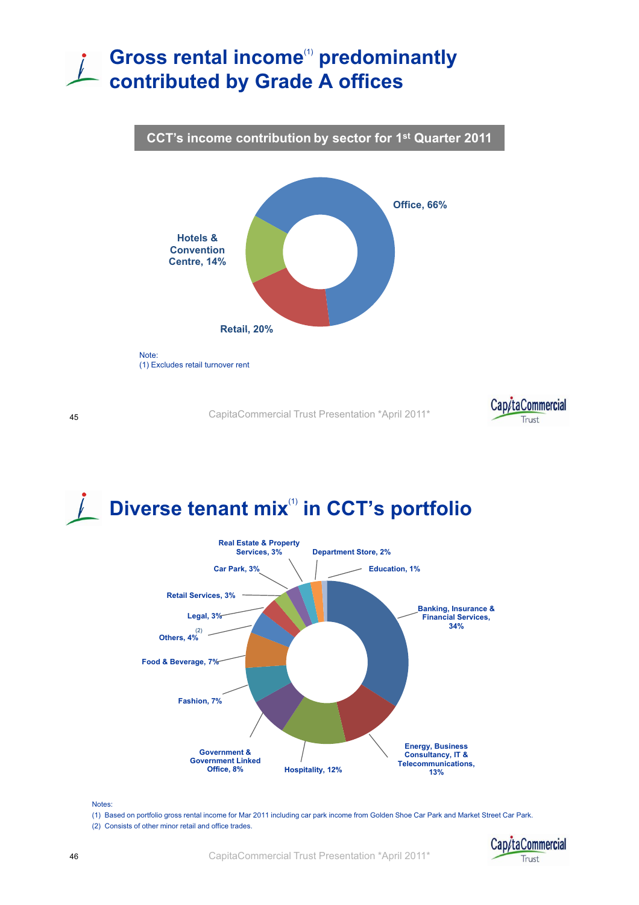# Gross rental income[(1)] predominantly contributed by Grade A offices

**CCT's income contribution by sector for 1st Quarter 2011**

- Office, 66%
- Retail, 20%
- Hotels & Convention Centre, 14%

Note:
(1) Excludes retail turnover rent

# Diverse tenant mix[(1)] in CCT's portfolio

- Banking, Insurance & Financial Services, 34%
- Energy, Business Consultancy, IT & Telecommunications, 13%
- Hospitality, 12%
- Government & Government Linked Office, 8%
- Fashion, 7%
- Food & Beverage, 7%
- Others, 4%[(2)]
- Legal, 3%
- Retail Services, 3%
- Car Park, 3%
- Real Estate & Property Services, 3%
- Department Store, 2%
- Education, 1%

Notes:
(1) Based on portfolio gross rental income for Mar 2011 including car park income from Golden Shoe Car Park and Market Street Car Park.
(2) Consists of other minor retail and office trades.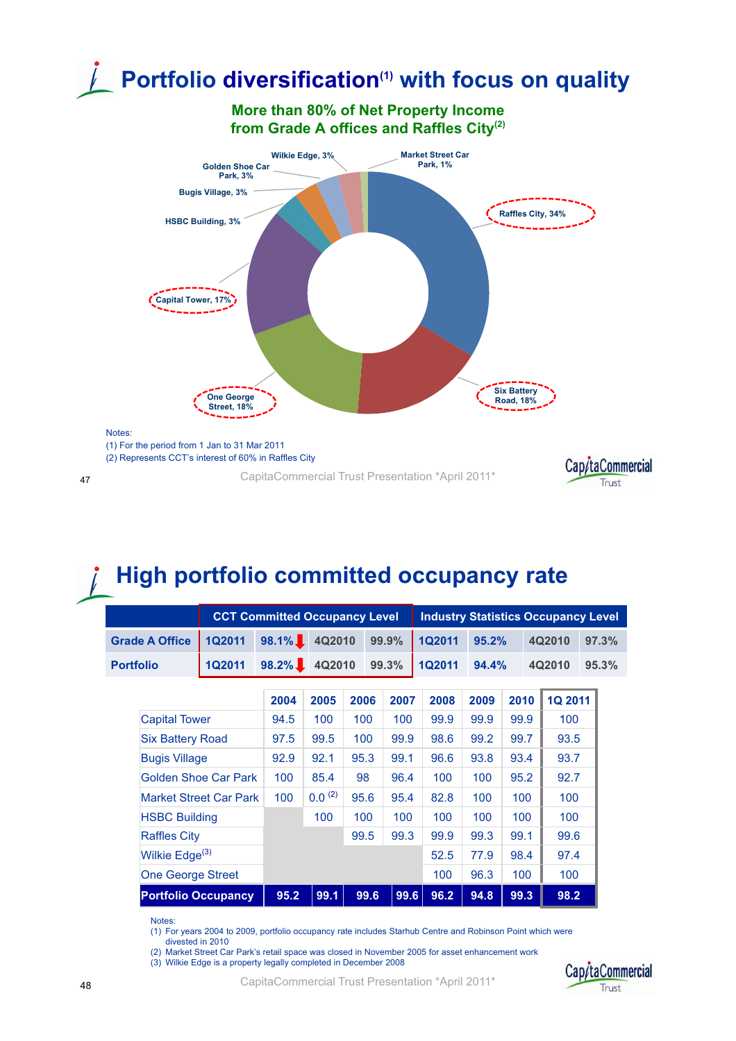# Portfolio diversification[1] with focus on quality

**More than 80% of Net Property Income from Grade A offices and Raffles City[2]**

- Raffles City, 34%
- Six Battery Road, 18%
- One George Street, 18%
- Capital Tower, 17%
- HSBC Building, 3%
- Bugis Village, 3%
- Golden Shoe Car Park, 3%
- Wilkie Edge, 3%
- Market Street Car Park, 1%

Notes:
(1) For the period from 1 Jan to 31 Mar 2011
(2) Represents CCT's interest of 60% in Raffles City

CapitaCommercial Trust Presentation *April 2011*

# High portfolio committed occupancy rate

| | CCT Committed Occupancy Level | | | | Industry Statistics Occupancy Level | | | |
|---|---|---|---|---|---|---|---|---|
| Grade A Office | 1Q2011 | 98.1% ↓ | 4Q2010 | 99.9% | 1Q2011 | 95.2% | 4Q2010 | 97.3% |
| Portfolio | 1Q2011 | 98.2% ↓ | 4Q2010 | 99.3% | 1Q2011 | 94.4% | 4Q2010 | 95.3% |

| | 2004 | 2005 | 2006 | 2007 | 2008 | 2009 | 2010 | 1Q 2011 |
|---|---|---|---|---|---|---|---|---|
| Capital Tower | 94.5 | 100 | 100 | 100 | 99.9 | 99.9 | 99.9 | 100 |
| Six Battery Road | 97.5 | 99.5 | 100 | 99.9 | 98.6 | 99.2 | 99.7 | 93.5 |
| Bugis Village | 92.9 | 92.1 | 95.3 | 99.1 | 96.6 | 93.8 | 93.4 | 93.7 |
| Golden Shoe Car Park | 100 | 85.4 | 98 | 96.4 | 100 | 100 | 95.2 | 92.7 |
| Market Street Car Park | 100 | 0.0 [2] | 95.6 | 95.4 | 82.8 | 100 | 100 | 100 |
| HSBC Building | | 100 | 100 | 100 | 100 | 100 | 100 | 100 |
| Raffles City | | | 99.5 | 99.3 | 99.9 | 99.3 | 99.1 | 99.6 |
| Wilkie Edge[3] | | | | | 52.5 | 77.9 | 98.4 | 97.4 |
| One George Street | | | | | 100 | 96.3 | 100 | 100 |
| **Portfolio Occupancy** | **95.2** | **99.1** | **99.6** | **99.6** | **96.2** | **94.8** | **99.3** | **98.2** |

Notes:
(1) For years 2004 to 2009, portfolio occupancy rate includes Starhub Centre and Robinson Point which were divested in 2010
(2) Market Street Car Park's retail space was closed in November 2005 for asset enhancement work
(3) Wilkie Edge is a property legally completed in December 2008

CapitaCommercial Trust Presentation *April 2011*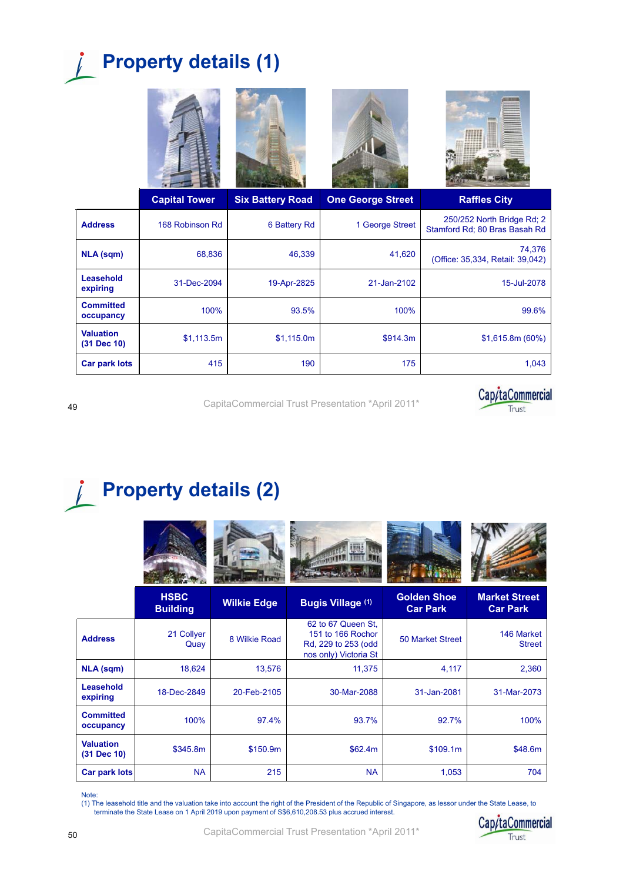# Property details (1)

| | Capital Tower | Six Battery Road | One George Street | Raffles City |
|---|---|---|---|---|
| **Address** | 168 Robinson Rd | 6 Battery Rd | 1 George Street | 250/252 North Bridge Rd; 2 Stamford Rd; 80 Bras Basah Rd |
| **NLA (sqm)** | 68,836 | 46,339 | 41,620 | 74,376 (Office: 35,334, Retail: 39,042) |
| **Leasehold expiring** | 31-Dec-2094 | 19-Apr-2825 | 21-Jan-2102 | 15-Jul-2078 |
| **Committed occupancy** | 100% | 93.5% | 100% | 99.6% |
| **Valuation (31 Dec 10)** | $1,113.5m | $1,115.0m | $914.3m | $1,615.8m (60%) |
| **Car park lots** | 415 | 190 | 175 | 1,043 |

CapitaCommercial Trust Presentation *April 2011*

# Property details (2)

| | HSBC Building | Wilkie Edge | Bugis Village [(1)] | Golden Shoe Car Park | Market Street Car Park |
|---|---|---|---|---|---|
| **Address** | 21 Collyer Quay | 8 Wilkie Road | 62 to 67 Queen St, 151 to 166 Rochor Rd, 229 to 253 (odd nos only) Victoria St | 50 Market Street | 146 Market Street |
| **NLA (sqm)** | 18,624 | 13,576 | 11,375 | 4,117 | 2,360 |
| **Leasehold expiring** | 18-Dec-2849 | 20-Feb-2105 | 30-Mar-2088 | 31-Jan-2081 | 31-Mar-2073 |
| **Committed occupancy** | 100% | 97.4% | 93.7% | 92.7% | 100% |
| **Valuation (31 Dec 10)** | $345.8m | $150.9m | $62.4m | $109.1m | $48.6m |
| **Car park lots** | NA | 215 | NA | 1,053 | 704 |

Note:
(1) The leasehold title and the valuation take into account the right of the President of the Republic of Singapore, as lessor under the State Lease, to terminate the State Lease on 1 April 2019 upon payment of S$6,610,208.53 plus accrued interest.

CapitaCommercial Trust Presentation *April 2011*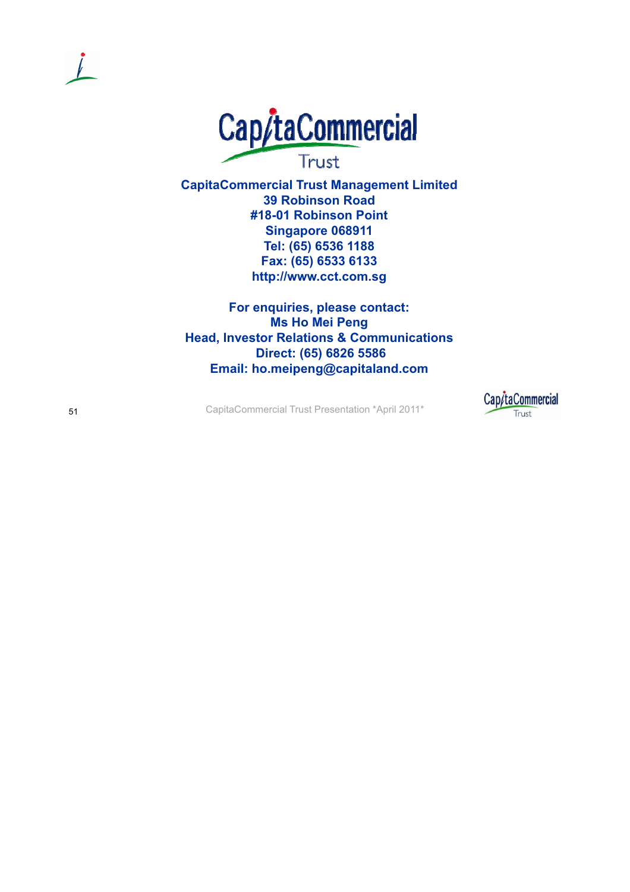**CapitaCommercial Trust Management Limited**
**39 Robinson Road**
**#18-01 Robinson Point**
**Singapore 068911**
**Tel: (65) 6536 1188**
**Fax: (65) 6533 6133**
**http://www.cct.com.sg**

**For enquiries, please contact:**
**Ms Ho Mei Peng**
**Head, Investor Relations & Communications**
**Direct: (65) 6826 5586**
**Email: ho.meipeng@capitaland.com**